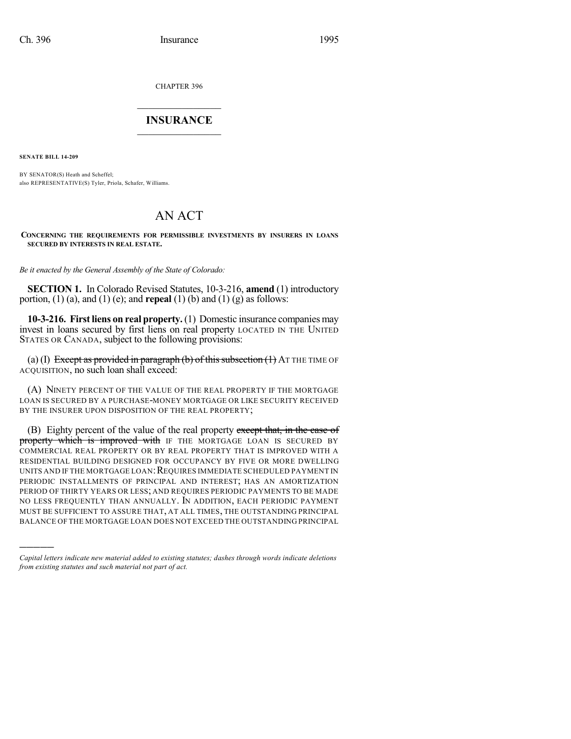CHAPTER 396

# INSURANCE

**SENATE BILL 14-209**

BY SENATOR(S) Heath and Scheffel;
also REPRESENTATIVE(S) Tyler, Priola, Schafer, Williams.

# AN ACT

**CONCERNING THE REQUIREMENTS FOR PERMISSIBLE INVESTMENTS BY INSURERS IN LOANS SECURED BY INTERESTS IN REAL ESTATE.**

*Be it enacted by the General Assembly of the State of Colorado:*

**SECTION 1.** In Colorado Revised Statutes, 10-3-216, **amend** (1) introductory portion, (1) (a), and (1) (e); and **repeal** (1) (b) and (1) (g) as follows:

**10-3-216. First liens on real property.** (1) Domestic insurance companies may invest in loans secured by first liens on real property LOCATED IN THE UNITED STATES OR CANADA, subject to the following provisions:

(a) (I) ~~Except as provided in paragraph (b) of this subsection (1)~~ AT THE TIME OF ACQUISITION, no such loan shall exceed:

(A) NINETY PERCENT OF THE VALUE OF THE REAL PROPERTY IF THE MORTGAGE LOAN IS SECURED BY A PURCHASE-MONEY MORTGAGE OR LIKE SECURITY RECEIVED BY THE INSURER UPON DISPOSITION OF THE REAL PROPERTY;

(B) Eighty percent of the value of the real property ~~except that, in the case of property which is improved with~~ IF THE MORTGAGE LOAN IS SECURED BY COMMERCIAL REAL PROPERTY OR BY REAL PROPERTY THAT IS IMPROVED WITH A RESIDENTIAL BUILDING DESIGNED FOR OCCUPANCY BY FIVE OR MORE DWELLING UNITS AND IF THE MORTGAGE LOAN: REQUIRES IMMEDIATE SCHEDULED PAYMENT IN PERIODIC INSTALLMENTS OF PRINCIPAL AND INTEREST; HAS AN AMORTIZATION PERIOD OF THIRTY YEARS OR LESS; AND REQUIRES PERIODIC PAYMENTS TO BE MADE NO LESS FREQUENTLY THAN ANNUALLY. IN ADDITION, EACH PERIODIC PAYMENT MUST BE SUFFICIENT TO ASSURE THAT, AT ALL TIMES, THE OUTSTANDING PRINCIPAL BALANCE OF THE MORTGAGE LOAN DOES NOT EXCEED THE OUTSTANDING PRINCIPAL

---

*Capital letters indicate new material added to existing statutes; dashes through words indicate deletions from existing statutes and such material not part of act.*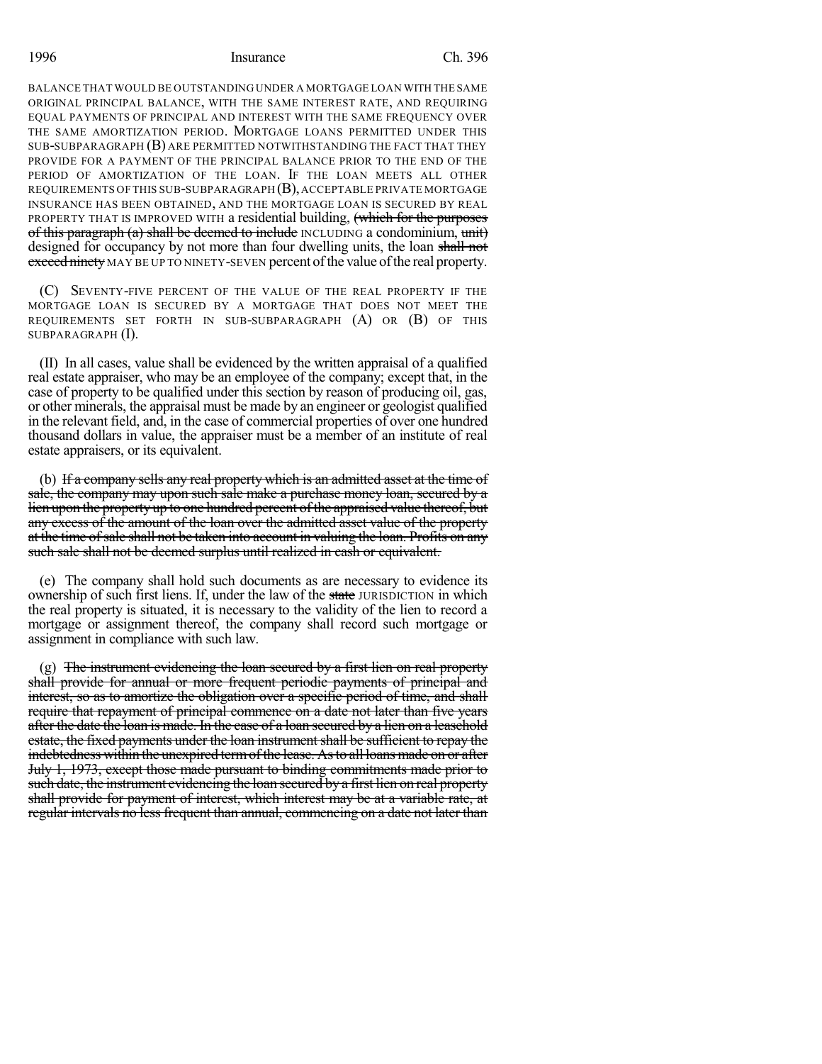BALANCE THAT WOULD BE OUTSTANDING UNDER A MORTGAGE LOAN WITH THE SAME ORIGINAL PRINCIPAL BALANCE, WITH THE SAME INTEREST RATE, AND REQUIRING EQUAL PAYMENTS OF PRINCIPAL AND INTEREST WITH THE SAME FREQUENCY OVER THE SAME AMORTIZATION PERIOD. MORTGAGE LOANS PERMITTED UNDER THIS SUB-SUBPARAGRAPH (B) ARE PERMITTED NOTWITHSTANDING THE FACT THAT THEY PROVIDE FOR A PAYMENT OF THE PRINCIPAL BALANCE PRIOR TO THE END OF THE PERIOD OF AMORTIZATION OF THE LOAN. IF THE LOAN MEETS ALL OTHER REQUIREMENTS OF THIS SUB-SUBPARAGRAPH (B), ACCEPTABLE PRIVATE MORTGAGE INSURANCE HAS BEEN OBTAINED, AND THE MORTGAGE LOAN IS SECURED BY REAL PROPERTY THAT IS IMPROVED WITH a residential building, ~~(which for the purposes of this paragraph (a) shall be deemed to include~~ INCLUDING a condominium, ~~unit)~~ designed for occupancy by not more than four dwelling units, the loan ~~shall not exceed ninety~~ MAY BE UP TO NINETY-SEVEN percent of the value of the real property.

(C) SEVENTY-FIVE PERCENT OF THE VALUE OF THE REAL PROPERTY IF THE MORTGAGE LOAN IS SECURED BY A MORTGAGE THAT DOES NOT MEET THE REQUIREMENTS SET FORTH IN SUB-SUBPARAGRAPH (A) OR (B) OF THIS SUBPARAGRAPH (I).

(II) In all cases, value shall be evidenced by the written appraisal of a qualified real estate appraiser, who may be an employee of the company; except that, in the case of property to be qualified under this section by reason of producing oil, gas, or other minerals, the appraisal must be made by an engineer or geologist qualified in the relevant field, and, in the case of commercial properties of over one hundred thousand dollars in value, the appraiser must be a member of an institute of real estate appraisers, or its equivalent.

(b) ~~If a company sells any real property which is an admitted asset at the time of sale, the company may upon such sale make a purchase money loan, secured by a lien upon the property up to one hundred percent of the appraised value thereof, but any excess of the amount of the loan over the admitted asset value of the property at the time of sale shall not be taken into account in valuing the loan. Profits on any such sale shall not be deemed surplus until realized in cash or equivalent.~~

(e) The company shall hold such documents as are necessary to evidence its ownership of such first liens. If, under the law of the ~~state~~ JURISDICTION in which the real property is situated, it is necessary to the validity of the lien to record a mortgage or assignment thereof, the company shall record such mortgage or assignment in compliance with such law.

(g) ~~The instrument evidencing the loan secured by a first lien on real property shall provide for annual or more frequent periodic payments of principal and interest, so as to amortize the obligation over a specific period of time, and shall require that repayment of principal commence on a date not later than five years after the date the loan is made. In the case of a loan secured by a lien on a leasehold estate, the fixed payments under the loan instrument shall be sufficient to repay the indebtedness within the unexpired term of the lease. As to all loans made on or after July 1, 1973, except those made pursuant to binding commitments made prior to such date, the instrument evidencing the loan secured by a first lien on real property shall provide for payment of interest, which interest may be at a variable rate, at regular intervals no less frequent than annual, commencing on a date not later than~~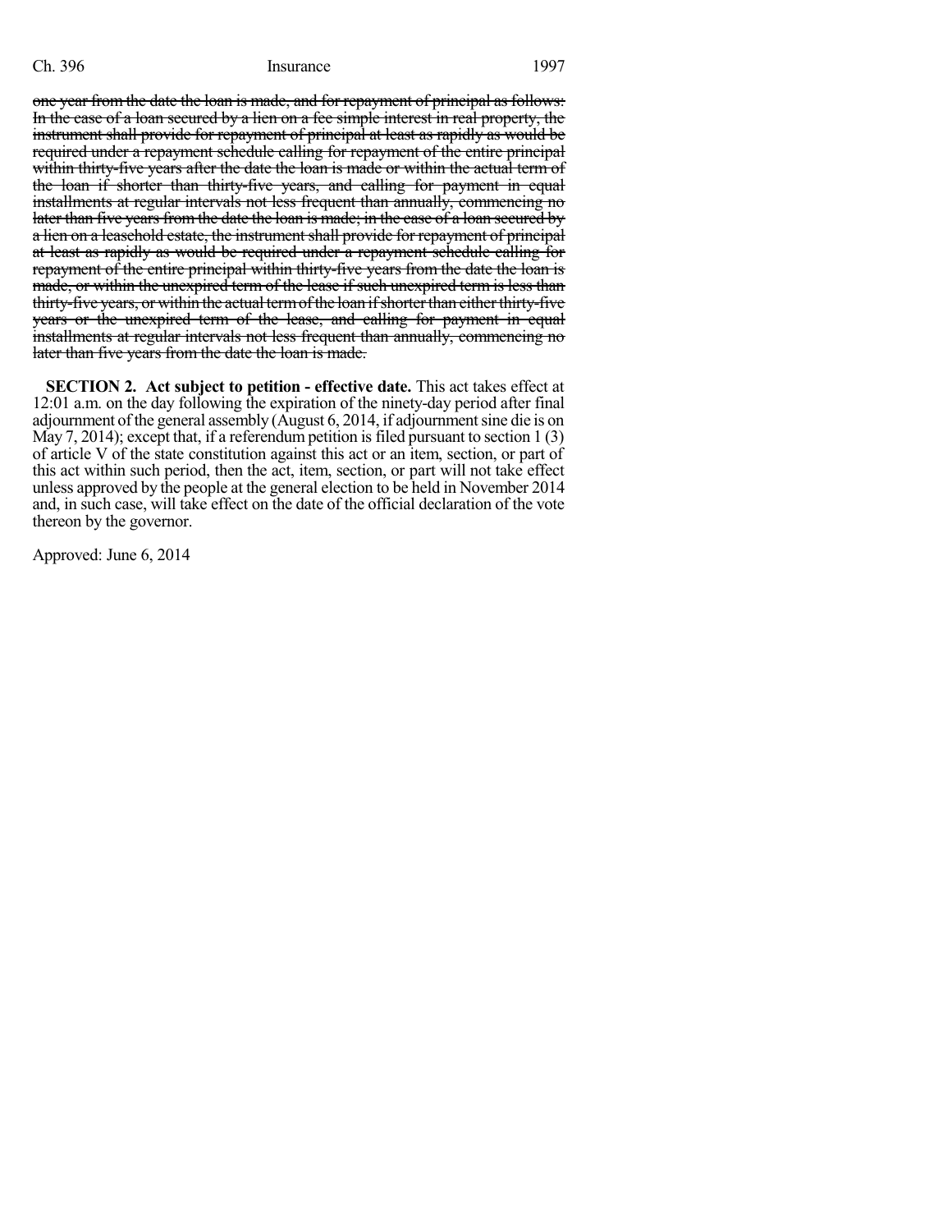~~one year from the date the loan is made, and for repayment of principal as follows: In the case of a loan secured by a lien on a fee simple interest in real property, the instrument shall provide for repayment of principal at least as rapidly as would be required under a repayment schedule calling for repayment of the entire principal within thirty-five years after the date the loan is made or within the actual term of the loan if shorter than thirty-five years, and calling for payment in equal installments at regular intervals not less frequent than annually, commencing no later than five years from the date the loan is made; in the case of a loan secured by a lien on a leasehold estate, the instrument shall provide for repayment of principal at least as rapidly as would be required under a repayment schedule calling for repayment of the entire principal within thirty-five years from the date the loan is made, or within the unexpired term of the lease if such unexpired term is less than thirty-five years, or within the actual term of the loan if shorter than either thirty-five years or the unexpired term of the lease, and calling for payment in equal installments at regular intervals not less frequent than annually, commencing no later than five years from the date the loan is made.~~

**SECTION 2. Act subject to petition - effective date.** This act takes effect at 12:01 a.m. on the day following the expiration of the ninety-day period after final adjournment of the general assembly (August 6, 2014, if adjournment sine die is on May 7, 2014); except that, if a referendum petition is filed pursuant to section 1 (3) of article V of the state constitution against this act or an item, section, or part of this act within such period, then the act, item, section, or part will not take effect unless approved by the people at the general election to be held in November 2014 and, in such case, will take effect on the date of the official declaration of the vote thereon by the governor.

Approved: June 6, 2014